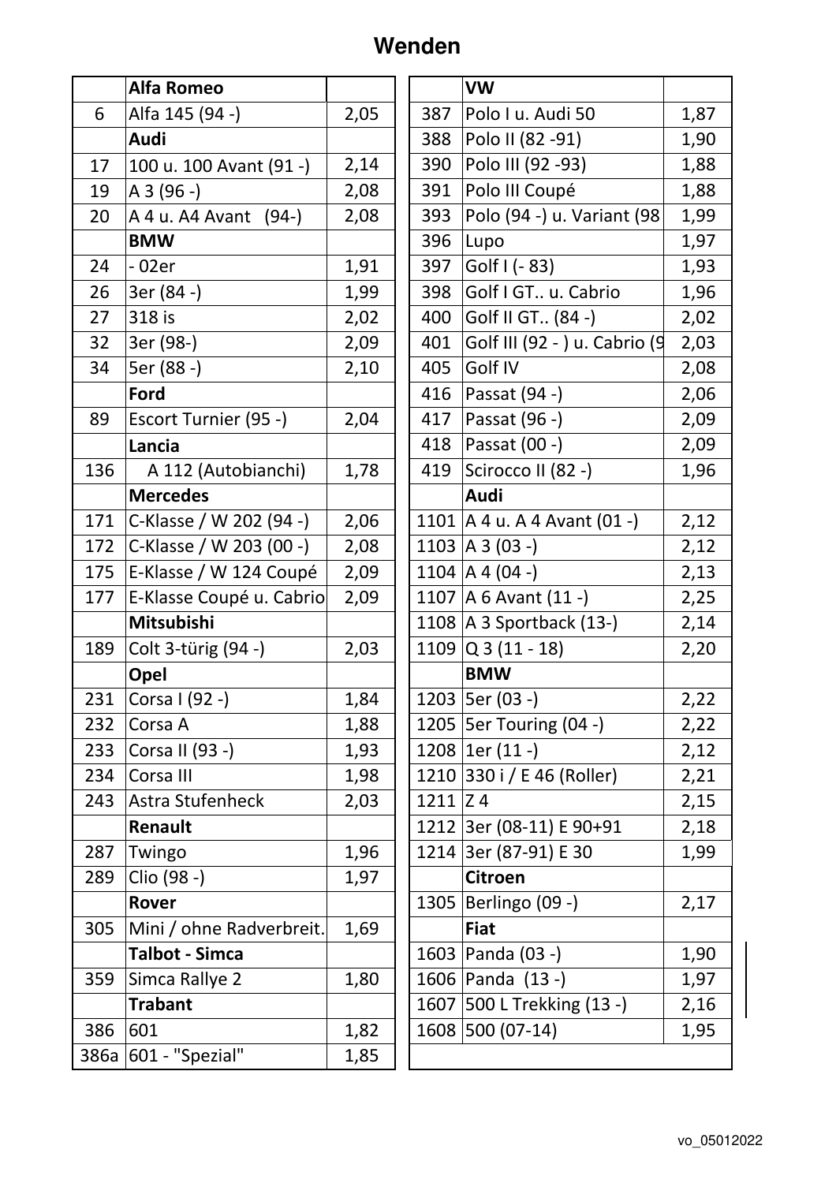# Wenden

| | Alfa Romeo | |
|---|---|---|
| 6 | Alfa 145 (94 -) | 2,05 |
| | **Audi** | |
| 17 | 100 u. 100 Avant (91 -) | 2,14 |
| 19 | A 3 (96 -) | 2,08 |
| 20 | A 4 u. A4 Avant (94-) | 2,08 |
| | **BMW** | |
| 24 | - 02er | 1,91 |
| 26 | 3er (84 -) | 1,99 |
| 27 | 318 is | 2,02 |
| 32 | 3er (98-) | 2,09 |
| 34 | 5er (88 -) | 2,10 |
| | **Ford** | |
| 89 | Escort Turnier (95 -) | 2,04 |
| | **Lancia** | |
| 136 | A 112 (Autobianchi) | 1,78 |
| | **Mercedes** | |
| 171 | C-Klasse / W 202 (94 -) | 2,06 |
| 172 | C-Klasse / W 203 (00 -) | 2,08 |
| 175 | E-Klasse / W 124 Coupé | 2,09 |
| 177 | E-Klasse Coupé u. Cabrio | 2,09 |
| | **Mitsubishi** | |
| 189 | Colt 3-türig (94 -) | 2,03 |
| | **Opel** | |
| 231 | Corsa I (92 -) | 1,84 |
| 232 | Corsa A | 1,88 |
| 233 | Corsa II (93 -) | 1,93 |
| 234 | Corsa III | 1,98 |
| 243 | Astra Stufenheck | 2,03 |
| | **Renault** | |
| 287 | Twingo | 1,96 |
| 289 | Clio (98 -) | 1,97 |
| | **Rover** | |
| 305 | Mini / ohne Radverbreit. | 1,69 |
| | **Talbot - Simca** | |
| 359 | Simca Rallye 2 | 1,80 |
| | **Trabant** | |
| 386 | 601 | 1,82 |
| 386a | 601 - "Spezial" | 1,85 |

| | VW | |
|---|---|---|
| 387 | Polo I u. Audi 50 | 1,87 |
| 388 | Polo II (82 -91) | 1,90 |
| 390 | Polo III (92 -93) | 1,88 |
| 391 | Polo III Coupé | 1,88 |
| 393 | Polo (94 -) u. Variant (98 | 1,99 |
| 396 | Lupo | 1,97 |
| 397 | Golf I (- 83) | 1,93 |
| 398 | Golf I GT.. u. Cabrio | 1,96 |
| 400 | Golf II GT.. (84 -) | 2,02 |
| 401 | Golf III (92 - ) u. Cabrio (9 | 2,03 |
| 405 | Golf IV | 2,08 |
| 416 | Passat (94 -) | 2,06 |
| 417 | Passat (96 -) | 2,09 |
| 418 | Passat (00 -) | 2,09 |
| 419 | Scirocco II (82 -) | 1,96 |
| | **Audi** | |
| 1101 | A 4 u. A 4 Avant (01 -) | 2,12 |
| 1103 | A 3 (03 -) | 2,12 |
| 1104 | A 4 (04 -) | 2,13 |
| 1107 | A 6 Avant (11 -) | 2,25 |
| 1108 | A 3 Sportback (13-) | 2,14 |
| 1109 | Q 3 (11 - 18) | 2,20 |
| | **BMW** | |
| 1203 | 5er (03 -) | 2,22 |
| 1205 | 5er Touring (04 -) | 2,22 |
| 1208 | 1er (11 -) | 2,12 |
| 1210 | 330 i / E 46 (Roller) | 2,21 |
| 1211 | Z 4 | 2,15 |
| 1212 | 3er (08-11) E 90+91 | 2,18 |
| 1214 | 3er (87-91) E 30 | 1,99 |
| | **Citroen** | |
| 1305 | Berlingo (09 -) | 2,17 |
| | **Fiat** | |
| 1603 | Panda (03 -) | 1,90 |
| 1606 | Panda (13 -) | 1,97 |
| 1607 | 500 L Trekking (13 -) | 2,16 |
| 1608 | 500 (07-14) | 1,95 |

vo_05012022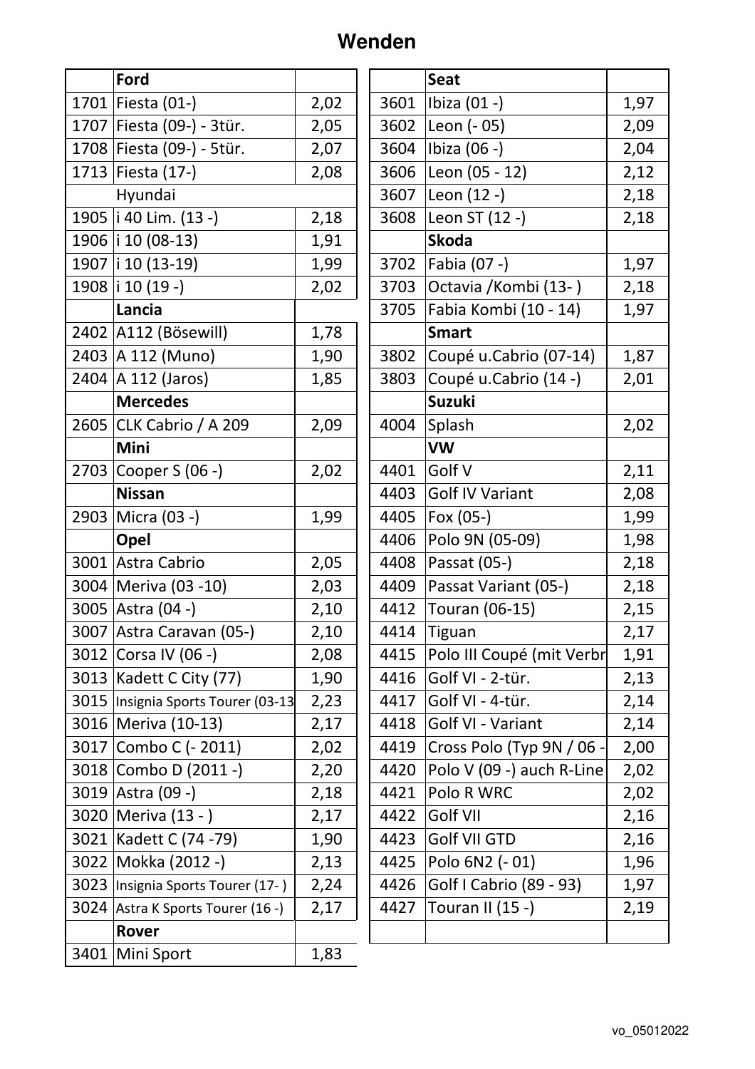# Wenden

| | | |
|---|---|---|
| | **Ford** | |
| 1701 | Fiesta (01-) | 2,02 |
| 1707 | Fiesta (09-) - 3tür. | 2,05 |
| 1708 | Fiesta (09-) - 5tür. | 2,07 |
| 1713 | Fiesta (17-) | 2,08 |
| | Hyundai | |
| 1905 | i 40 Lim. (13 -) | 2,18 |
| 1906 | i 10 (08-13) | 1,91 |
| 1907 | i 10 (13-19) | 1,99 |
| 1908 | i 10 (19 -) | 2,02 |
| | **Lancia** | |
| 2402 | A112 (Bösewill) | 1,78 |
| 2403 | A 112 (Muno) | 1,90 |
| 2404 | A 112 (Jaros) | 1,85 |
| | **Mercedes** | |
| 2605 | CLK Cabrio / A 209 | 2,09 |
| | **Mini** | |
| 2703 | Cooper S (06 -) | 2,02 |
| | **Nissan** | |
| 2903 | Micra (03 -) | 1,99 |
| | **Opel** | |
| 3001 | Astra Cabrio | 2,05 |
| 3004 | Meriva (03 -10) | 2,03 |
| 3005 | Astra (04 -) | 2,10 |
| 3007 | Astra Caravan (05-) | 2,10 |
| 3012 | Corsa IV (06 -) | 2,08 |
| 3013 | Kadett C City (77) | 1,90 |
| 3015 | Insignia Sports Tourer (03-13 | 2,23 |
| 3016 | Meriva (10-13) | 2,17 |
| 3017 | Combo C (- 2011) | 2,02 |
| 3018 | Combo D (2011 -) | 2,20 |
| 3019 | Astra (09 -) | 2,18 |
| 3020 | Meriva (13 - ) | 2,17 |
| 3021 | Kadett C (74 -79) | 1,90 |
| 3022 | Mokka (2012 -) | 2,13 |
| 3023 | Insignia Sports Tourer (17- ) | 2,24 |
| 3024 | Astra K Sports Tourer (16 -) | 2,17 |
| | **Rover** | |
| 3401 | Mini Sport | 1,83 |

| | | |
|---|---|---|
| | **Seat** | |
| 3601 | Ibiza (01 -) | 1,97 |
| 3602 | Leon (- 05) | 2,09 |
| 3604 | Ibiza (06 -) | 2,04 |
| 3606 | Leon (05 - 12) | 2,12 |
| 3607 | Leon (12 -) | 2,18 |
| 3608 | Leon ST (12 -) | 2,18 |
| | **Skoda** | |
| 3702 | Fabia (07 -) | 1,97 |
| 3703 | Octavia /Kombi (13- ) | 2,18 |
| 3705 | Fabia Kombi (10 - 14) | 1,97 |
| | **Smart** | |
| 3802 | Coupé u.Cabrio (07-14) | 1,87 |
| 3803 | Coupé u.Cabrio (14 -) | 2,01 |
| | **Suzuki** | |
| 4004 | Splash | 2,02 |
| | **VW** | |
| 4401 | Golf V | 2,11 |
| 4403 | Golf IV Variant | 2,08 |
| 4405 | Fox (05-) | 1,99 |
| 4406 | Polo 9N (05-09) | 1,98 |
| 4408 | Passat (05-) | 2,18 |
| 4409 | Passat Variant (05-) | 2,18 |
| 4412 | Touran (06-15) | 2,15 |
| 4414 | Tiguan | 2,17 |
| 4415 | Polo III Coupé (mit Verbr | 1,91 |
| 4416 | Golf VI - 2-tür. | 2,13 |
| 4417 | Golf VI - 4-tür. | 2,14 |
| 4418 | Golf VI - Variant | 2,14 |
| 4419 | Cross Polo (Typ 9N / 06 - | 2,00 |
| 4420 | Polo V (09 -) auch R-Line | 2,02 |
| 4421 | Polo R WRC | 2,02 |
| 4422 | Golf VII | 2,16 |
| 4423 | Golf VII GTD | 2,16 |
| 4425 | Polo 6N2 (- 01) | 1,96 |
| 4426 | Golf I Cabrio (89 - 93) | 1,97 |
| 4427 | Touran II (15 -) | 2,19 |
| | | |

vo_05012022